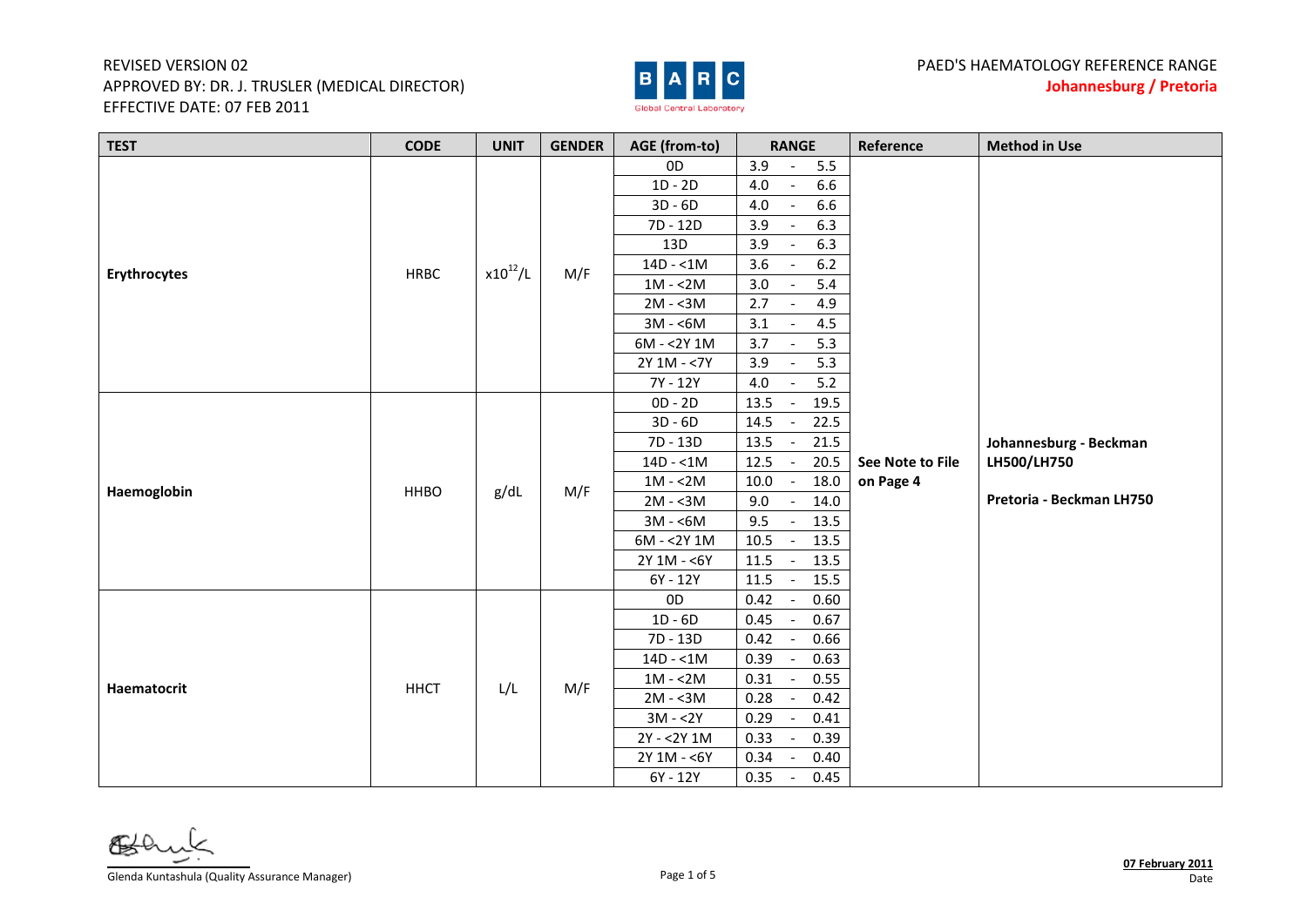REVISED VERSION 02
APPROVED BY: DR. J. TRUSLER (MEDICAL DIRECTOR)
EFFECTIVE DATE: 07 FEB 2011

PAED'S HAEMATOLOGY REFERENCE RANGE
**Johannesburg / Pretoria**

| TEST | CODE | UNIT | GENDER | AGE (from-to) | RANGE | Reference | Method in Use |
|---|---|---|---|---|---|---|---|
| **Erythrocytes** | HRBC | $x10^{12}/L$ | M/F | 0D | 3.9 - 5.5 | See Note to File on Page 4 | Johannesburg - Beckman LH500/LH750 Pretoria - Beckman LH750 |
| | | | | 1D - 2D | 4.0 - 6.6 | | |
| | | | | 3D - 6D | 4.0 - 6.6 | | |
| | | | | 7D - 12D | 3.9 - 6.3 | | |
| | | | | 13D | 3.9 - 6.3 | | |
| | | | | 14D - <1M | 3.6 - 6.2 | | |
| | | | | 1M - <2M | 3.0 - 5.4 | | |
| | | | | 2M - <3M | 2.7 - 4.9 | | |
| | | | | 3M - <6M | 3.1 - 4.5 | | |
| | | | | 6M - <2Y 1M | 3.7 - 5.3 | | |
| | | | | 2Y 1M - <7Y | 3.9 - 5.3 | | |
| | | | | 7Y - 12Y | 4.0 - 5.2 | | |
| **Haemoglobin** | HHBO | g/dL | M/F | 0D - 2D | 13.5 - 19.5 | | |
| | | | | 3D - 6D | 14.5 - 22.5 | | |
| | | | | 7D - 13D | 13.5 - 21.5 | | |
| | | | | 14D - <1M | 12.5 - 20.5 | | |
| | | | | 1M - <2M | 10.0 - 18.0 | | |
| | | | | 2M - <3M | 9.0 - 14.0 | | |
| | | | | 3M - <6M | 9.5 - 13.5 | | |
| | | | | 6M - <2Y 1M | 10.5 - 13.5 | | |
| | | | | 2Y 1M - <6Y | 11.5 - 13.5 | | |
| | | | | 6Y - 12Y | 11.5 - 15.5 | | |
| **Haematocrit** | HHCT | L/L | M/F | 0D | 0.42 - 0.60 | | |
| | | | | 1D - 6D | 0.45 - 0.67 | | |
| | | | | 7D - 13D | 0.42 - 0.66 | | |
| | | | | 14D - <1M | 0.39 - 0.63 | | |
| | | | | 1M - <2M | 0.31 - 0.55 | | |
| | | | | 2M - <3M | 0.28 - 0.42 | | |
| | | | | 3M - <2Y | 0.29 - 0.41 | | |
| | | | | 2Y - <2Y 1M | 0.33 - 0.39 | | |
| | | | | 2Y 1M - <6Y | 0.34 - 0.40 | | |
| | | | | 6Y - 12Y | 0.35 - 0.45 | | |

Glenda Kuntashula (Quality Assurance Manager)

**07 February 2011**
Date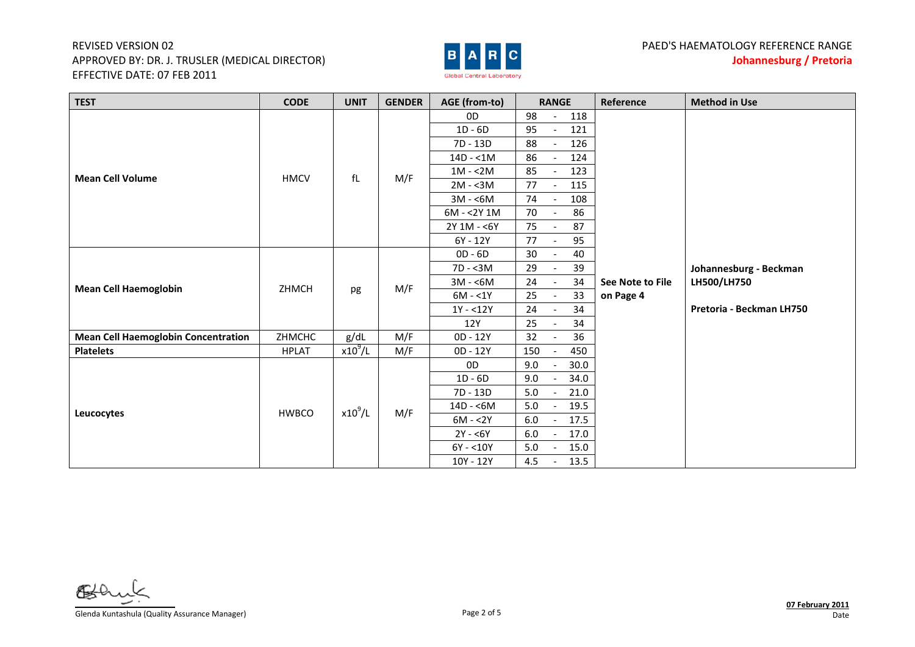| TEST | CODE | UNIT | GENDER | AGE (from-to) | RANGE | Reference | Method in Use |
|---|---|---|---|---|---|---|---|
| **Mean Cell Volume** | HMCV | fL | M/F | 0D | 98 - 118 | See Note to File on Page 4 | Johannesburg - Beckman LH500/LH750<br>Pretoria - Beckman LH750 |
| | | | | 1D - 6D | 95 - 121 | | |
| | | | | 7D - 13D | 88 - 126 | | |
| | | | | 14D - <1M | 86 - 124 | | |
| | | | | 1M - <2M | 85 - 123 | | |
| | | | | 2M - <3M | 77 - 115 | | |
| | | | | 3M - <6M | 74 - 108 | | |
| | | | | 6M - <2Y 1M | 70 - 86 | | |
| | | | | 2Y 1M - <6Y | 75 - 87 | | |
| | | | | 6Y - 12Y | 77 - 95 | | |
| **Mean Cell Haemoglobin** | ZHMCH | pg | M/F | 0D - 6D | 30 - 40 | | |
| | | | | 7D - <3M | 29 - 39 | | |
| | | | | 3M - <6M | 24 - 34 | | |
| | | | | 6M - <1Y | 25 - 33 | | |
| | | | | 1Y - <12Y | 24 - 34 | | |
| | | | | 12Y | 25 - 34 | | |
| **Mean Cell Haemoglobin Concentration** | ZHMCHC | g/dL | M/F | 0D - 12Y | 32 - 36 | | |
| **Platelets** | HPLAT | $x10^9/L$ | M/F | 0D - 12Y | 150 - 450 | | |
| **Leucocytes** | HWBCO | $x10^9/L$ | M/F | 0D | 9.0 - 30.0 | | |
| | | | | 1D - 6D | 9.0 - 34.0 | | |
| | | | | 7D - 13D | 5.0 - 21.0 | | |
| | | | | 14D - <6M | 5.0 - 19.5 | | |
| | | | | 6M - <2Y | 6.0 - 17.5 | | |
| | | | | 2Y - <6Y | 6.0 - 17.0 | | |
| | | | | 6Y - <10Y | 5.0 - 15.0 | | |
| | | | | 10Y - 12Y | 4.5 - 13.5 | | |

Glenda Kuntashula (Quality Assurance Manager)

**07 February 2011**
Date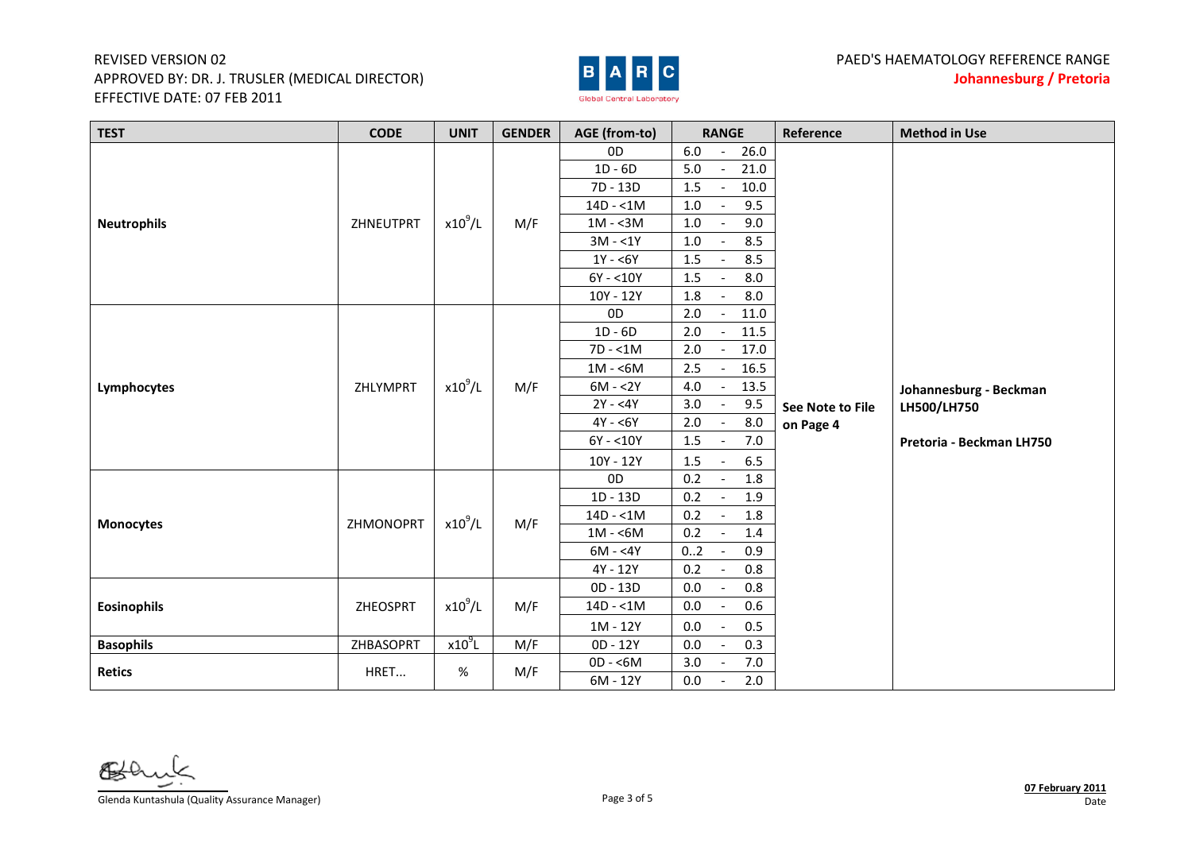REVISED VERSION 02
APPROVED BY: DR. J. TRUSLER (MEDICAL DIRECTOR)
EFFECTIVE DATE: 07 FEB 2011

BARC Global Central Laboratory

PAED'S HAEMATOLOGY REFERENCE RANGE
**Johannesburg / Pretoria**

| TEST | CODE | UNIT | GENDER | AGE (from-to) | RANGE | Reference | Method in Use |
|---|---|---|---|---|---|---|---|
| **Neutrophils** | ZHNEUTPRT | $x10^9/L$ | M/F | 0D | 6.0 - 26.0 | **See Note to File on Page 4** | **Johannesburg - Beckman LH500/LH750**<br><br>**Pretoria - Beckman LH750** |
| | | | | 1D - 6D | 5.0 - 21.0 | | |
| | | | | 7D - 13D | 1.5 - 10.0 | | |
| | | | | 14D - <1M | 1.0 - 9.5 | | |
| | | | | 1M - <3M | 1.0 - 9.0 | | |
| | | | | 3M - <1Y | 1.0 - 8.5 | | |
| | | | | 1Y - <6Y | 1.5 - 8.5 | | |
| | | | | 6Y - <10Y | 1.5 - 8.0 | | |
| | | | | 10Y - 12Y | 1.8 - 8.0 | | |
| **Lymphocytes** | ZHLYMPRT | $x10^9/L$ | M/F | 0D | 2.0 - 11.0 | | |
| | | | | 1D - 6D | 2.0 - 11.5 | | |
| | | | | 7D - <1M | 2.0 - 17.0 | | |
| | | | | 1M - <6M | 2.5 - 16.5 | | |
| | | | | 6M - <2Y | 4.0 - 13.5 | | |
| | | | | 2Y - <4Y | 3.0 - 9.5 | | |
| | | | | 4Y - <6Y | 2.0 - 8.0 | | |
| | | | | 6Y - <10Y | 1.5 - 7.0 | | |
| | | | | 10Y - 12Y | 1.5 - 6.5 | | |
| **Monocytes** | ZHMONOPRT | $x10^9/L$ | M/F | 0D | 0.2 - 1.8 | | |
| | | | | 1D - 13D | 0.2 - 1.9 | | |
| | | | | 14D - <1M | 0.2 - 1.8 | | |
| | | | | 1M - <6M | 0.2 - 1.4 | | |
| | | | | 6M - <4Y | 0..2 - 0.9 | | |
| | | | | 4Y - 12Y | 0.2 - 0.8 | | |
| **Eosinophils** | ZHEOSPRT | $x10^9/L$ | M/F | 0D - 13D | 0.0 - 0.8 | | |
| | | | | 14D - <1M | 0.0 - 0.6 | | |
| | | | | 1M - 12Y | 0.0 - 0.5 | | |
| **Basophils** | ZHBASOPRT | $x10^9L$ | M/F | 0D - 12Y | 0.0 - 0.3 | | |
| **Retics** | HRET... | % | M/F | 0D - <6M | 3.0 - 7.0 | | |
| | | | | 6M - 12Y | 0.0 - 2.0 | | |

Glenda Kuntashula (Quality Assurance Manager)

**07 February 2011**
Date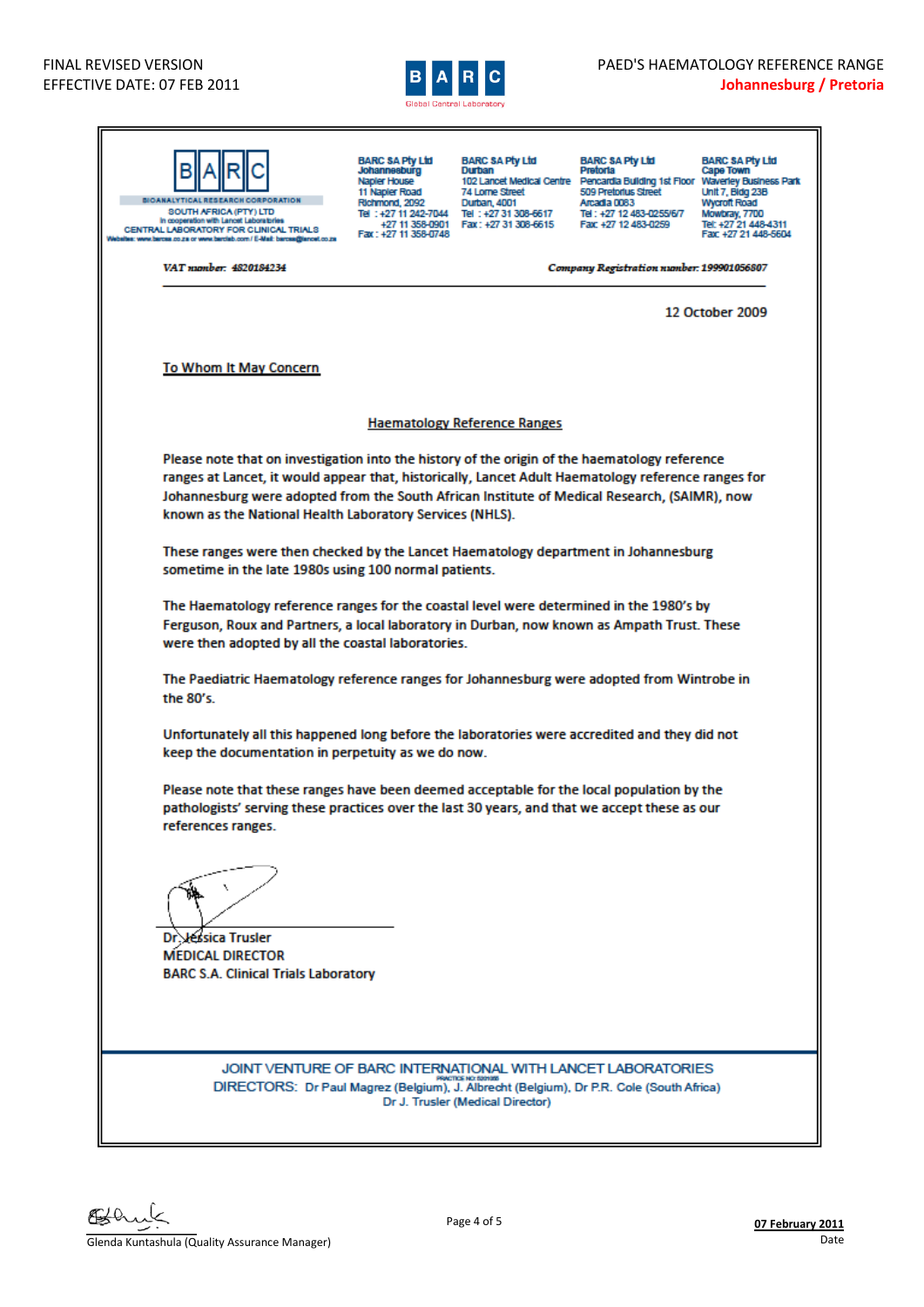FINAL REVISED VERSION
EFFECTIVE DATE: 07 FEB 2011

PAED'S HAEMATOLOGY REFERENCE RANGE
**Johannesburg / Pretoria**

BARC
BIOANALYTICAL RESEARCH CORPORATION
SOUTH AFRICA (PTY) LTD
In cooperation with Lancet Laboratories
CENTRAL LABORATORY FOR CLINICAL TRIALS
Website: www.barcsa.co.za or www.barclab.com / E-Mail: barcsa@lancet.co.za

**BARC SA Pty Ltd**
**Johannesburg**
Napier House
11 Napier Road
Richmond, 2092
Tel : +27 11 242-7044
+27 11 358-0901
Fax : +27 11 358-0748

**BARC SA Pty Ltd**
**Durban**
102 Lancet Medical Centre
74 Lorne Street
Durban, 4001
Tel : +27 31 308-6617
Fax : +27 31 308-6615

**BARC SA Pty Ltd**
**Pretoria**
Pencardia Building 1st Floor
509 Pretorius Street
Arcadia 0083
Tel : +27 12 483-0255/6/7
Fax +27 12 483-0259

**BARC SA Pty Ltd**
**Cape Town**
Waverley Business Park
Unit 7, Bldg 23B
Wycroft Road
Mowbray, 7700
Tel: +27 21 448-4311
Fax +27 21 448-5604

*VAT number: 4820184234*

*Company Registration number: 199901056807*

12 October 2009

To Whom It May Concern

## Haematology Reference Ranges

Please note that on investigation into the history of the origin of the haematology reference ranges at Lancet, it would appear that, historically, Lancet Adult Haematology reference ranges for Johannesburg were adopted from the South African Institute of Medical Research, (SAIMR), now known as the National Health Laboratory Services (NHLS).

These ranges were then checked by the Lancet Haematology department in Johannesburg sometime in the late 1980s using 100 normal patients.

The Haematology reference ranges for the coastal level were determined in the 1980's by Ferguson, Roux and Partners, a local laboratory in Durban, now known as Ampath Trust. These were then adopted by all the coastal laboratories.

The Paediatric Haematology reference ranges for Johannesburg were adopted from Wintrobe in the 80's.

Unfortunately all this happened long before the laboratories were accredited and they did not keep the documentation in perpetuity as we do now.

Please note that these ranges have been deemed acceptable for the local population by the pathologists' serving these practices over the last 30 years, and that we accept these as our references ranges.

Dr Jessica Trusler
MEDICAL DIRECTOR
BARC S.A. Clinical Trials Laboratory

JOINT VENTURE OF BARC INTERNATIONAL WITH LANCET LABORATORIES
PRACTICE NO: 5201055
DIRECTORS: Dr Paul Magrez (Belgium), J. Albrecht (Belgium), Dr P.R. Cole (South Africa)
Dr J. Trusler (Medical Director)

Glenda Kuntashula (Quality Assurance Manager)

**07 February 2011**
Date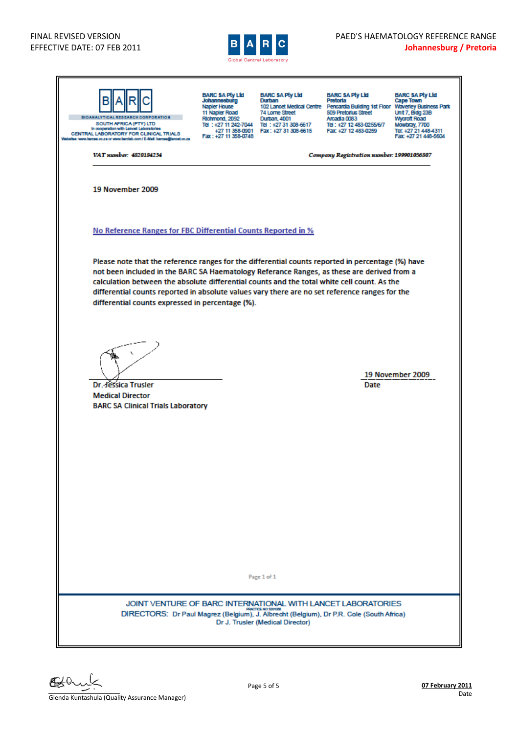**BARC**
BIOANALYTICAL RESEARCH CORPORATION
SOUTH AFRICA (PTY) LTD
In cooperation with Lancet Laboratories
CENTRAL LABORATORY FOR CLINICAL TRIALS
Websites: www.barcsa.co.za or www.barclab.com / E-Mail: barcsa@lancet.co.za

**BARC SA Pty Ltd**
**Johannesburg**
Napier House
11 Napier Road
Richmond, 2092
Tel : +27 11 242-7044
+27 11 358-0901
Fax : +27 11 358-0748

**BARC SA Pty Ltd**
**Durban**
102 Lancet Medical Centre
74 Lorne Street
Durban, 4001
Tel : +27 31 308-6617
Fax : +27 31 308-6615

**BARC SA Pty Ltd**
**Pretoria**
Pencardia Building 1st Floor
509 Pretorius Street
Arcadia 0083
Tel : +27 12 483-0255/6/7
Fax +27 12 483-0259

**BARC SA Pty Ltd**
**Cape Town**
Waverley Business Park
Unit 7, Bldg 23B
Wycroft Road
Mowbray, 7700
Tel: +27 21 448-4311
Fax +27 21 448-5604

*VAT number: 4820184234*

*Company Registration number: 199901056807*

19 November 2009

## No Reference Ranges for FBC Differential Counts Reported in %

Please note that the reference ranges for the differential counts reported in percentage (%) have not been included in the BARC SA Haematology Referance Ranges, as these are derived from a calculation between the absolute differential counts and the total white cell count. As the differential counts reported in absolute values vary there are no set reference ranges for the differential counts expressed in percentage (%).

Dr. Jessica Trusler
Medical Director
BARC SA Clinical Trials Laboratory

19 November 2009
Date

JOINT VENTURE OF BARC INTERNATIONAL WITH LANCET LABORATORIES
DIRECTORS: Dr Paul Magrez (Belgium), J. Albrecht (Belgium), Dr P.R. Cole (South Africa)
Dr J. Trusler (Medical Director)

Glenda Kuntashula (Quality Assurance Manager)

07 February 2011
Date